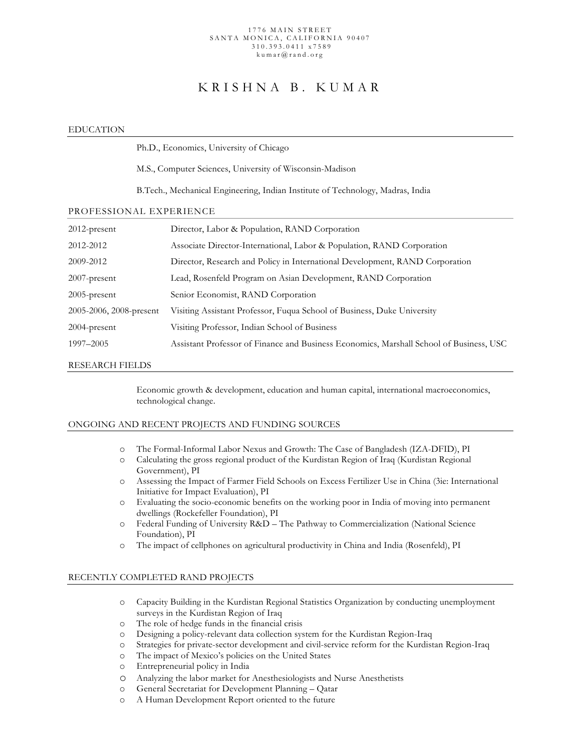1776 MAIN STREET
SANTA MONICA, CALIFORNIA 90407
310.393.0411 x7589
kumar@rand.org

# KRISHNA B. KUMAR

## EDUCATION

Ph.D., Economics, University of Chicago

M.S., Computer Sciences, University of Wisconsin-Madison

B.Tech., Mechanical Engineering, Indian Institute of Technology, Madras, India

## PROFESSIONAL EXPERIENCE

| | |
|---|---|
| 2012-present | Director, Labor & Population, RAND Corporation |
| 2012-2012 | Associate Director-International, Labor & Population, RAND Corporation |
| 2009-2012 | Director, Research and Policy in International Development, RAND Corporation |
| 2007-present | Lead, Rosenfeld Program on Asian Development, RAND Corporation |
| 2005-present | Senior Economist, RAND Corporation |
| 2005-2006, 2008-present | Visiting Assistant Professor, Fuqua School of Business, Duke University |
| 2004-present | Visiting Professor, Indian School of Business |
| 1997–2005 | Assistant Professor of Finance and Business Economics, Marshall School of Business, USC |

## RESEARCH FIELDS

Economic growth & development, education and human capital, international macroeconomics, technological change.

## ONGOING AND RECENT PROJECTS AND FUNDING SOURCES

- The Formal-Informal Labor Nexus and Growth: The Case of Bangladesh (IZA-DFID), PI
- Calculating the gross regional product of the Kurdistan Region of Iraq (Kurdistan Regional Government), PI
- Assessing the Impact of Farmer Field Schools on Excess Fertilizer Use in China (3ie: International Initiative for Impact Evaluation), PI
- Evaluating the socio-economic benefits on the working poor in India of moving into permanent dwellings (Rockefeller Foundation), PI
- Federal Funding of University R&D – The Pathway to Commercialization (National Science Foundation), PI
- The impact of cellphones on agricultural productivity in China and India (Rosenfeld), PI

## RECENTLY COMPLETED RAND PROJECTS

- Capacity Building in the Kurdistan Regional Statistics Organization by conducting unemployment surveys in the Kurdistan Region of Iraq
- The role of hedge funds in the financial crisis
- Designing a policy-relevant data collection system for the Kurdistan Region-Iraq
- Strategies for private-sector development and civil-service reform for the Kurdistan Region-Iraq
- The impact of Mexico's policies on the United States
- Entrepreneurial policy in India
- Analyzing the labor market for Anesthesiologists and Nurse Anesthetists
- General Secretariat for Development Planning – Qatar
- A Human Development Report oriented to the future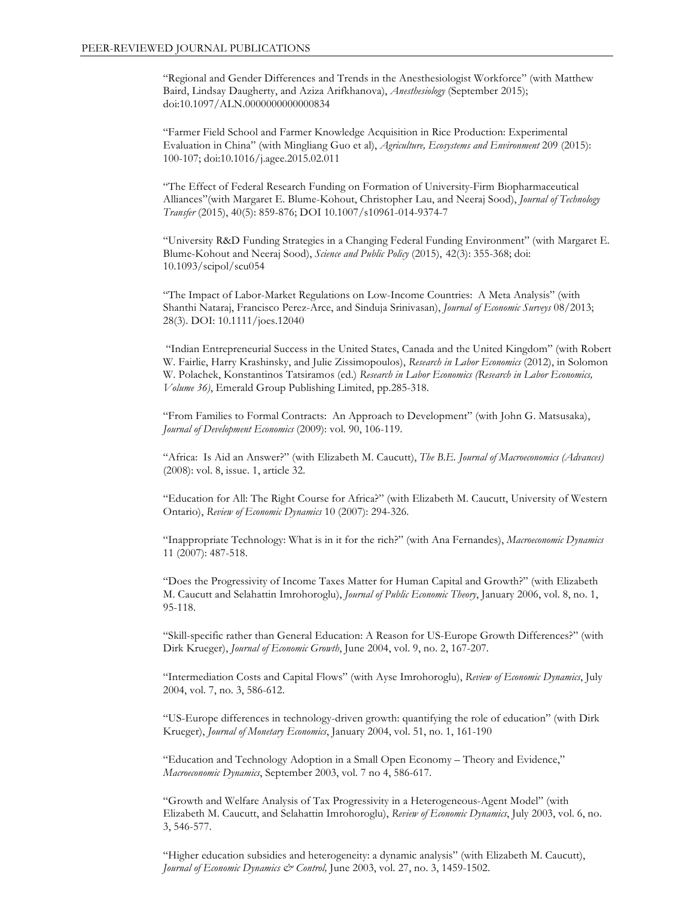## PEER-REVIEWED JOURNAL PUBLICATIONS

"Regional and Gender Differences and Trends in the Anesthesiologist Workforce" (with Matthew Baird, Lindsay Daugherty, and Aziza Arifkhanova), *Anesthesiology* (September 2015); doi:10.1097/ALN.0000000000000834

"Farmer Field School and Farmer Knowledge Acquisition in Rice Production: Experimental Evaluation in China" (with Mingliang Guo et al), *Agriculture, Ecosystems and Environment* 209 (2015): 100-107; doi:10.1016/j.agee.2015.02.011

"The Effect of Federal Research Funding on Formation of University-Firm Biopharmaceutical Alliances"(with Margaret E. Blume-Kohout, Christopher Lau, and Neeraj Sood), *Journal of Technology Transfer* (2015), 40(5): 859-876; DOI 10.1007/s10961-014-9374-7

"University R&D Funding Strategies in a Changing Federal Funding Environment" (with Margaret E. Blume-Kohout and Neeraj Sood), *Science and Public Policy* (2015), 42(3): 355-368; doi: 10.1093/scipol/scu054

"The Impact of Labor-Market Regulations on Low-Income Countries: A Meta Analysis" (with Shanthi Nataraj, Francisco Perez-Arce, and Sinduja Srinivasan), *Journal of Economic Surveys* 08/2013; 28(3). DOI: 10.1111/joes.12040

"Indian Entrepreneurial Success in the United States, Canada and the United Kingdom" (with Robert W. Fairlie, Harry Krashinsky, and Julie Zissimopoulos), *Research in Labor Economics* (2012), in Solomon W. Polachek, Konstantinos Tatsiramos (ed.) *Research in Labor Economics (Research in Labor Economics, Volume 36)*, Emerald Group Publishing Limited, pp.285-318.

"From Families to Formal Contracts: An Approach to Development" (with John G. Matsusaka), *Journal of Development Economics* (2009): vol. 90, 106-119.

"Africa: Is Aid an Answer?" (with Elizabeth M. Caucutt), *The B.E. Journal of Macroeconomics (Advances)* (2008): vol. 8, issue. 1, article 32.

"Education for All: The Right Course for Africa?" (with Elizabeth M. Caucutt, University of Western Ontario), *Review of Economic Dynamics* 10 (2007): 294-326.

"Inappropriate Technology: What is in it for the rich?" (with Ana Fernandes), *Macroeconomic Dynamics* 11 (2007): 487-518.

"Does the Progressivity of Income Taxes Matter for Human Capital and Growth?" (with Elizabeth M. Caucutt and Selahattin Imrohoroglu), *Journal of Public Economic Theory*, January 2006, vol. 8, no. 1, 95-118.

"Skill-specific rather than General Education: A Reason for US-Europe Growth Differences?" (with Dirk Krueger), *Journal of Economic Growth*, June 2004, vol. 9, no. 2, 167-207.

"Intermediation Costs and Capital Flows" (with Ayse Imrohoroglu), *Review of Economic Dynamics*, July 2004, vol. 7, no. 3, 586-612.

"US-Europe differences in technology-driven growth: quantifying the role of education" (with Dirk Krueger), *Journal of Monetary Economics*, January 2004, vol. 51, no. 1, 161-190

"Education and Technology Adoption in a Small Open Economy – Theory and Evidence," *Macroeconomic Dynamics*, September 2003, vol. 7 no 4, 586-617.

"Growth and Welfare Analysis of Tax Progressivity in a Heterogeneous-Agent Model" (with Elizabeth M. Caucutt, and Selahattin Imrohoroglu), *Review of Economic Dynamics*, July 2003, vol. 6, no. 3, 546-577.

"Higher education subsidies and heterogeneity: a dynamic analysis" (with Elizabeth M. Caucutt), *Journal of Economic Dynamics & Control,* June 2003, vol. 27, no. 3, 1459-1502.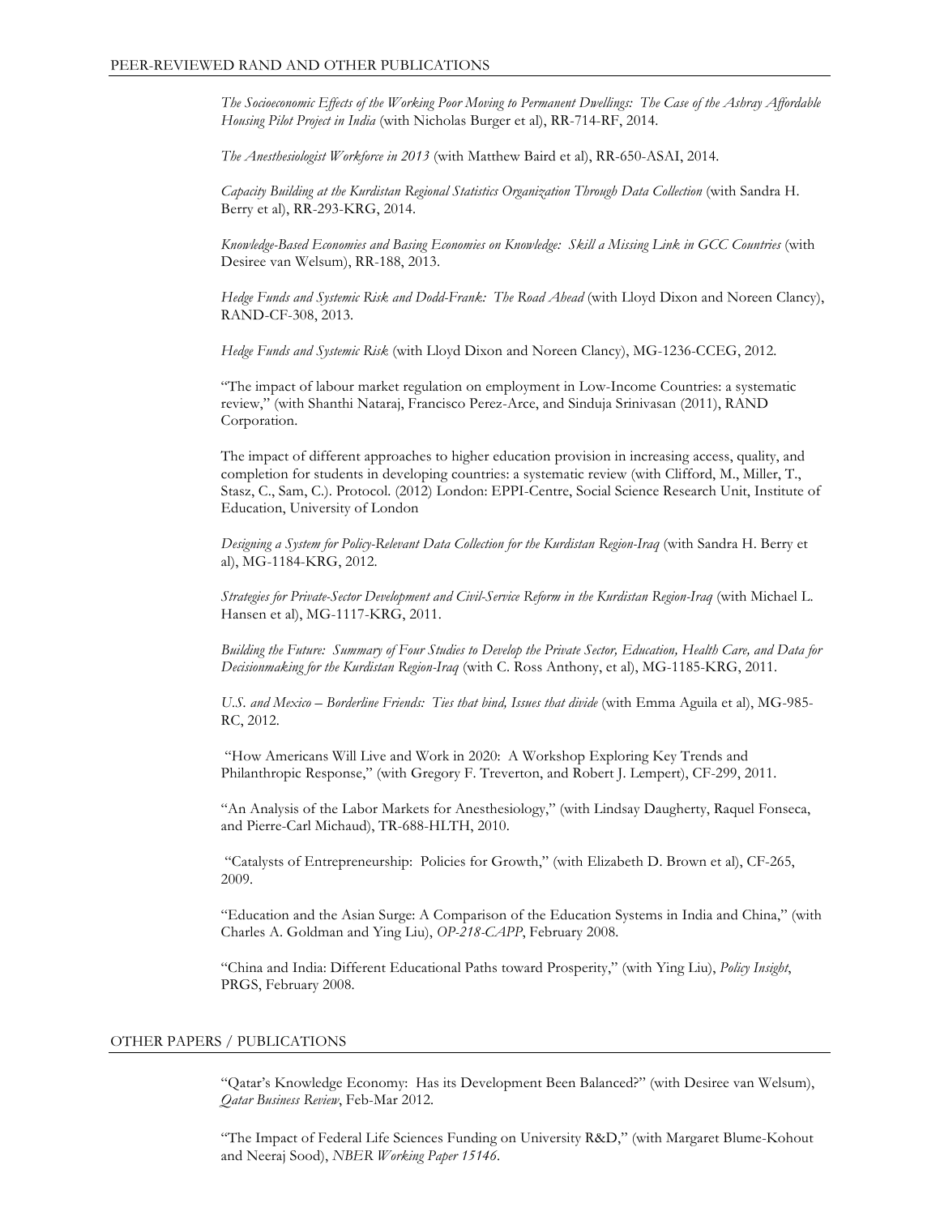## PEER-REVIEWED RAND AND OTHER PUBLICATIONS

*The Socioeconomic Effects of the Working Poor Moving to Permanent Dwellings: The Case of the Ashray Affordable Housing Pilot Project in India* (with Nicholas Burger et al), RR-714-RF, 2014.

*The Anesthesiologist Workforce in 2013* (with Matthew Baird et al), RR-650-ASAI, 2014.

*Capacity Building at the Kurdistan Regional Statistics Organization Through Data Collection* (with Sandra H. Berry et al), RR-293-KRG, 2014.

*Knowledge-Based Economies and Basing Economies on Knowledge: Skill a Missing Link in GCC Countries* (with Desiree van Welsum), RR-188, 2013.

*Hedge Funds and Systemic Risk and Dodd-Frank: The Road Ahead* (with Lloyd Dixon and Noreen Clancy), RAND-CF-308, 2013.

*Hedge Funds and Systemic Risk* (with Lloyd Dixon and Noreen Clancy), MG-1236-CCEG, 2012.

"The impact of labour market regulation on employment in Low-Income Countries: a systematic review," (with Shanthi Nataraj, Francisco Perez-Arce, and Sinduja Srinivasan (2011), RAND Corporation.

The impact of different approaches to higher education provision in increasing access, quality, and completion for students in developing countries: a systematic review (with Clifford, M., Miller, T., Stasz, C., Sam, C.). Protocol. (2012) London: EPPI-Centre, Social Science Research Unit, Institute of Education, University of London

*Designing a System for Policy-Relevant Data Collection for the Kurdistan Region-Iraq* (with Sandra H. Berry et al), MG-1184-KRG, 2012.

*Strategies for Private-Sector Development and Civil-Service Reform in the Kurdistan Region-Iraq* (with Michael L. Hansen et al), MG-1117-KRG, 2011.

*Building the Future: Summary of Four Studies to Develop the Private Sector, Education, Health Care, and Data for Decisionmaking for the Kurdistan Region-Iraq* (with C. Ross Anthony, et al), MG-1185-KRG, 2011.

*U.S. and Mexico – Borderline Friends: Ties that bind, Issues that divide* (with Emma Aguila et al), MG-985-RC, 2012.

"How Americans Will Live and Work in 2020: A Workshop Exploring Key Trends and Philanthropic Response," (with Gregory F. Treverton, and Robert J. Lempert), CF-299, 2011.

"An Analysis of the Labor Markets for Anesthesiology," (with Lindsay Daugherty, Raquel Fonseca, and Pierre-Carl Michaud), TR-688-HLTH, 2010.

"Catalysts of Entrepreneurship: Policies for Growth," (with Elizabeth D. Brown et al), CF-265, 2009.

"Education and the Asian Surge: A Comparison of the Education Systems in India and China," (with Charles A. Goldman and Ying Liu), *OP-218-CAPP*, February 2008.

"China and India: Different Educational Paths toward Prosperity," (with Ying Liu), *Policy Insight*, PRGS, February 2008.

## OTHER PAPERS / PUBLICATIONS

"Qatar's Knowledge Economy: Has its Development Been Balanced?" (with Desiree van Welsum), *Qatar Business Review*, Feb-Mar 2012.

"The Impact of Federal Life Sciences Funding on University R&D," (with Margaret Blume-Kohout and Neeraj Sood), *NBER Working Paper 15146*.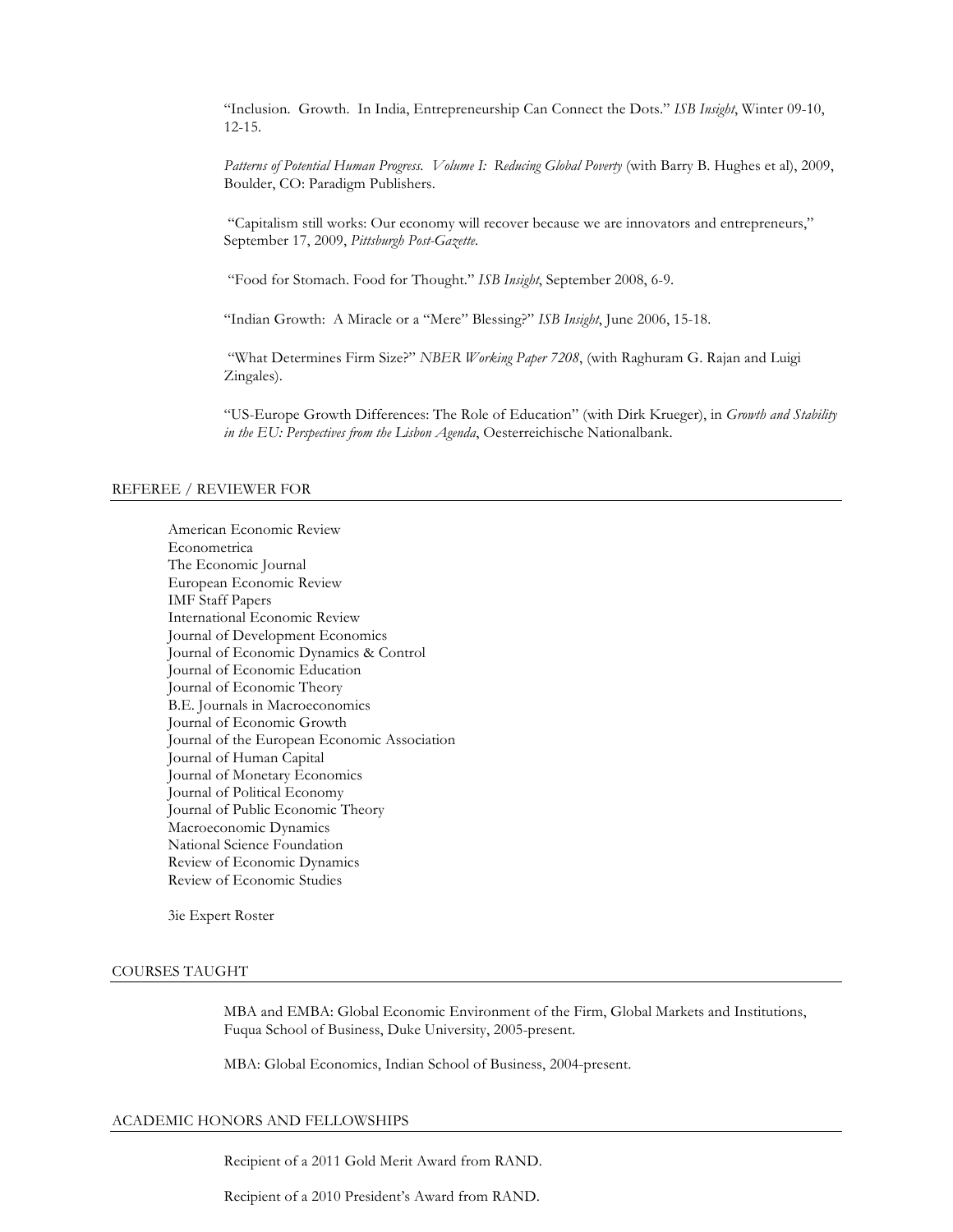"Inclusion. Growth. In India, Entrepreneurship Can Connect the Dots." *ISB Insight*, Winter 09-10, 12-15.

*Patterns of Potential Human Progress. Volume I: Reducing Global Poverty* (with Barry B. Hughes et al), 2009, Boulder, CO: Paradigm Publishers.

"Capitalism still works: Our economy will recover because we are innovators and entrepreneurs," September 17, 2009, *Pittsburgh Post-Gazette*.

"Food for Stomach. Food for Thought." *ISB Insight*, September 2008, 6-9.

"Indian Growth: A Miracle or a "Mere" Blessing?" *ISB Insight*, June 2006, 15-18.

"What Determines Firm Size?" *NBER Working Paper 7208*, (with Raghuram G. Rajan and Luigi Zingales).

"US-Europe Growth Differences: The Role of Education" (with Dirk Krueger), in *Growth and Stability in the EU: Perspectives from the Lisbon Agenda*, Oesterreichische Nationalbank.

## REFEREE / REVIEWER FOR

American Economic Review
Econometrica
The Economic Journal
European Economic Review
IMF Staff Papers
International Economic Review
Journal of Development Economics
Journal of Economic Dynamics & Control
Journal of Economic Education
Journal of Economic Theory
B.E. Journals in Macroeconomics
Journal of Economic Growth
Journal of the European Economic Association
Journal of Human Capital
Journal of Monetary Economics
Journal of Political Economy
Journal of Public Economic Theory
Macroeconomic Dynamics
National Science Foundation
Review of Economic Dynamics
Review of Economic Studies

3ie Expert Roster

## COURSES TAUGHT

MBA and EMBA: Global Economic Environment of the Firm, Global Markets and Institutions, Fuqua School of Business, Duke University, 2005-present.

MBA: Global Economics, Indian School of Business, 2004-present.

## ACADEMIC HONORS AND FELLOWSHIPS

Recipient of a 2011 Gold Merit Award from RAND.

Recipient of a 2010 President's Award from RAND.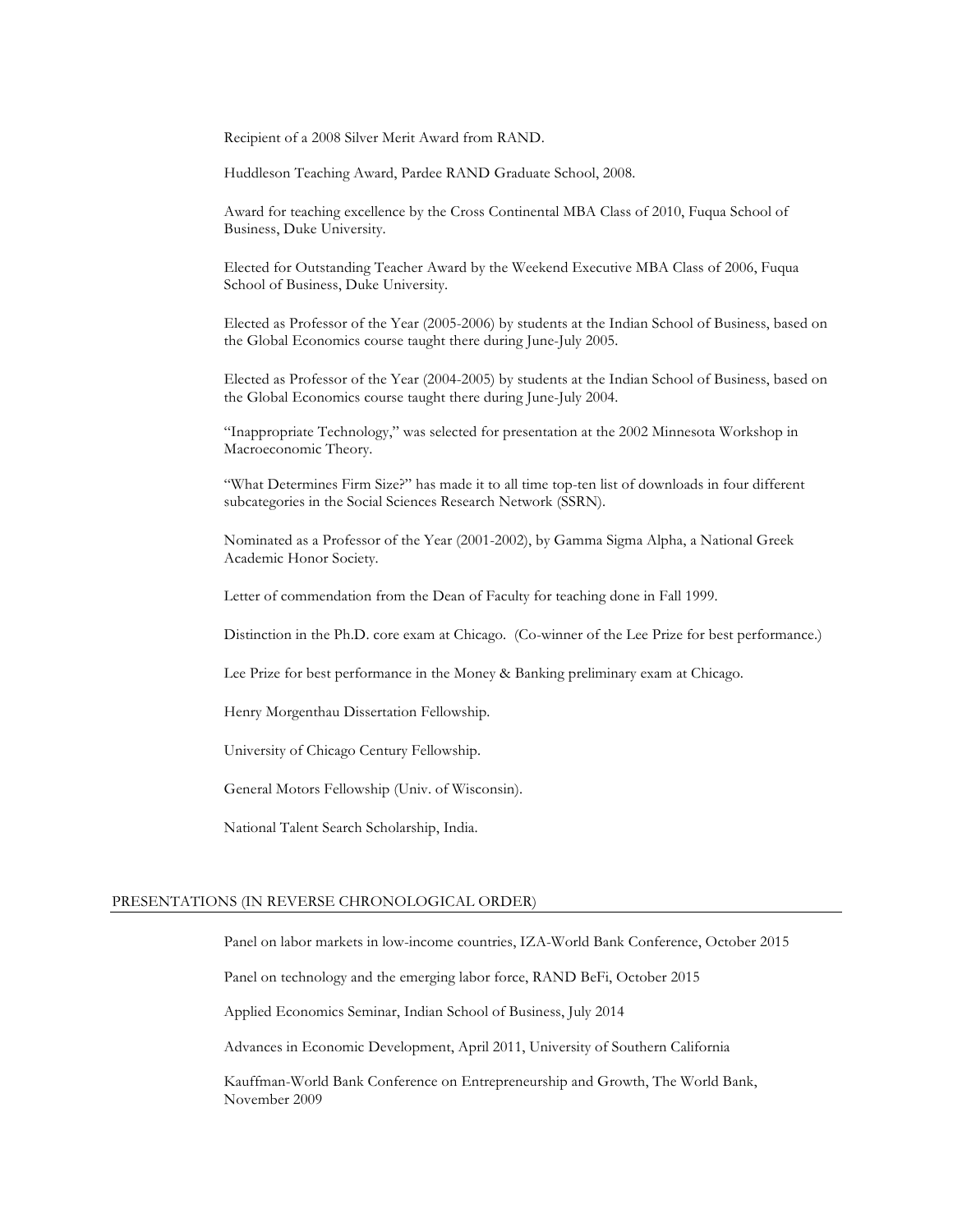Recipient of a 2008 Silver Merit Award from RAND.

Huddleson Teaching Award, Pardee RAND Graduate School, 2008.

Award for teaching excellence by the Cross Continental MBA Class of 2010, Fuqua School of Business, Duke University.

Elected for Outstanding Teacher Award by the Weekend Executive MBA Class of 2006, Fuqua School of Business, Duke University.

Elected as Professor of the Year (2005-2006) by students at the Indian School of Business, based on the Global Economics course taught there during June-July 2005.

Elected as Professor of the Year (2004-2005) by students at the Indian School of Business, based on the Global Economics course taught there during June-July 2004.

"Inappropriate Technology," was selected for presentation at the 2002 Minnesota Workshop in Macroeconomic Theory.

"What Determines Firm Size?" has made it to all time top-ten list of downloads in four different subcategories in the Social Sciences Research Network (SSRN).

Nominated as a Professor of the Year (2001-2002), by Gamma Sigma Alpha, a National Greek Academic Honor Society.

Letter of commendation from the Dean of Faculty for teaching done in Fall 1999.

Distinction in the Ph.D. core exam at Chicago. (Co-winner of the Lee Prize for best performance.)

Lee Prize for best performance in the Money & Banking preliminary exam at Chicago.

Henry Morgenthau Dissertation Fellowship.

University of Chicago Century Fellowship.

General Motors Fellowship (Univ. of Wisconsin).

National Talent Search Scholarship, India.

## PRESENTATIONS (IN REVERSE CHRONOLOGICAL ORDER)

Panel on labor markets in low-income countries, IZA-World Bank Conference, October 2015

Panel on technology and the emerging labor force, RAND BeFi, October 2015

Applied Economics Seminar, Indian School of Business, July 2014

Advances in Economic Development, April 2011, University of Southern California

Kauffman-World Bank Conference on Entrepreneurship and Growth, The World Bank, November 2009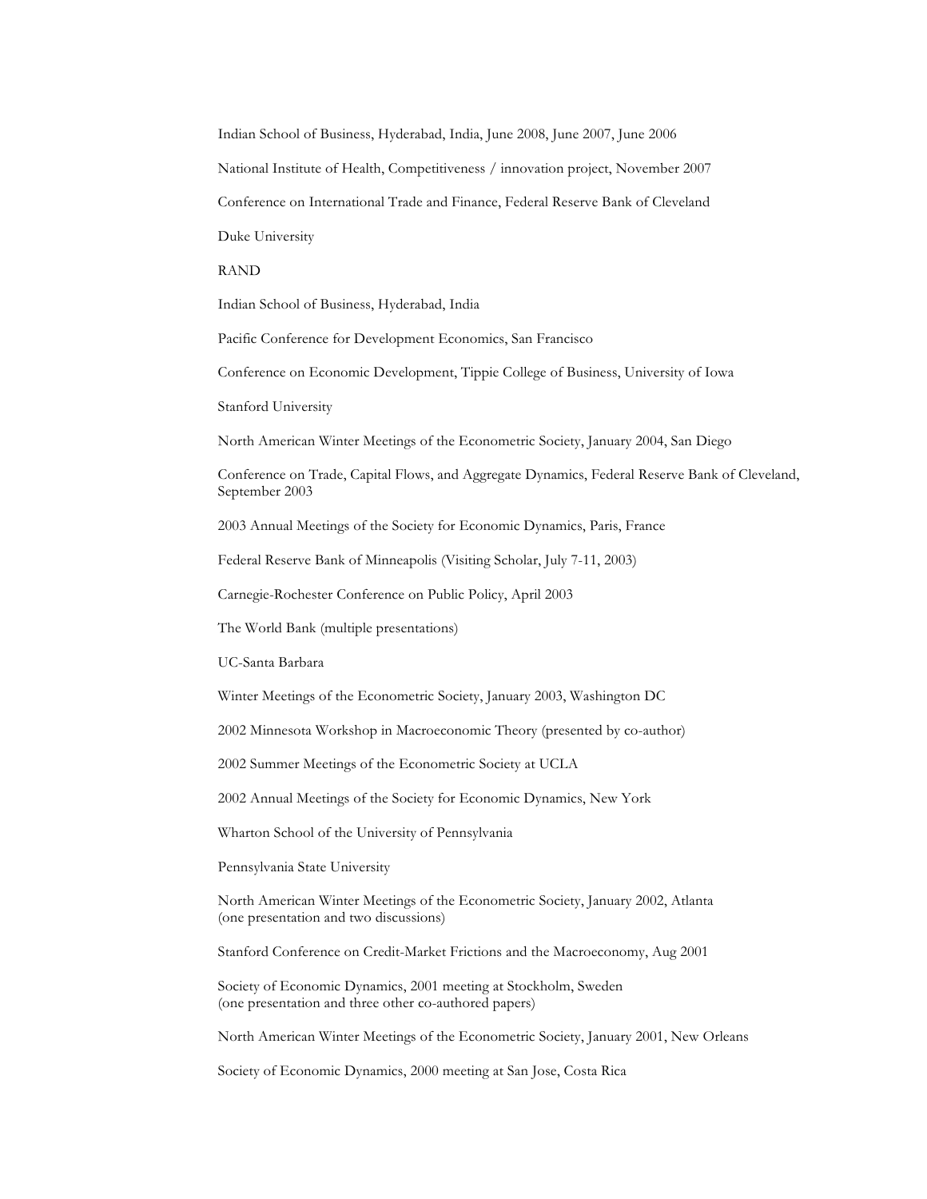Indian School of Business, Hyderabad, India, June 2008, June 2007, June 2006

National Institute of Health, Competitiveness / innovation project, November 2007

Conference on International Trade and Finance, Federal Reserve Bank of Cleveland

Duke University

RAND

Indian School of Business, Hyderabad, India

Pacific Conference for Development Economics, San Francisco

Conference on Economic Development, Tippie College of Business, University of Iowa

Stanford University

North American Winter Meetings of the Econometric Society, January 2004, San Diego

Conference on Trade, Capital Flows, and Aggregate Dynamics, Federal Reserve Bank of Cleveland, September 2003

2003 Annual Meetings of the Society for Economic Dynamics, Paris, France

Federal Reserve Bank of Minneapolis (Visiting Scholar, July 7-11, 2003)

Carnegie-Rochester Conference on Public Policy, April 2003

The World Bank (multiple presentations)

UC-Santa Barbara

Winter Meetings of the Econometric Society, January 2003, Washington DC

2002 Minnesota Workshop in Macroeconomic Theory (presented by co-author)

2002 Summer Meetings of the Econometric Society at UCLA

2002 Annual Meetings of the Society for Economic Dynamics, New York

Wharton School of the University of Pennsylvania

Pennsylvania State University

North American Winter Meetings of the Econometric Society, January 2002, Atlanta
(one presentation and two discussions)

Stanford Conference on Credit-Market Frictions and the Macroeconomy, Aug 2001

Society of Economic Dynamics, 2001 meeting at Stockholm, Sweden
(one presentation and three other co-authored papers)

North American Winter Meetings of the Econometric Society, January 2001, New Orleans

Society of Economic Dynamics, 2000 meeting at San Jose, Costa Rica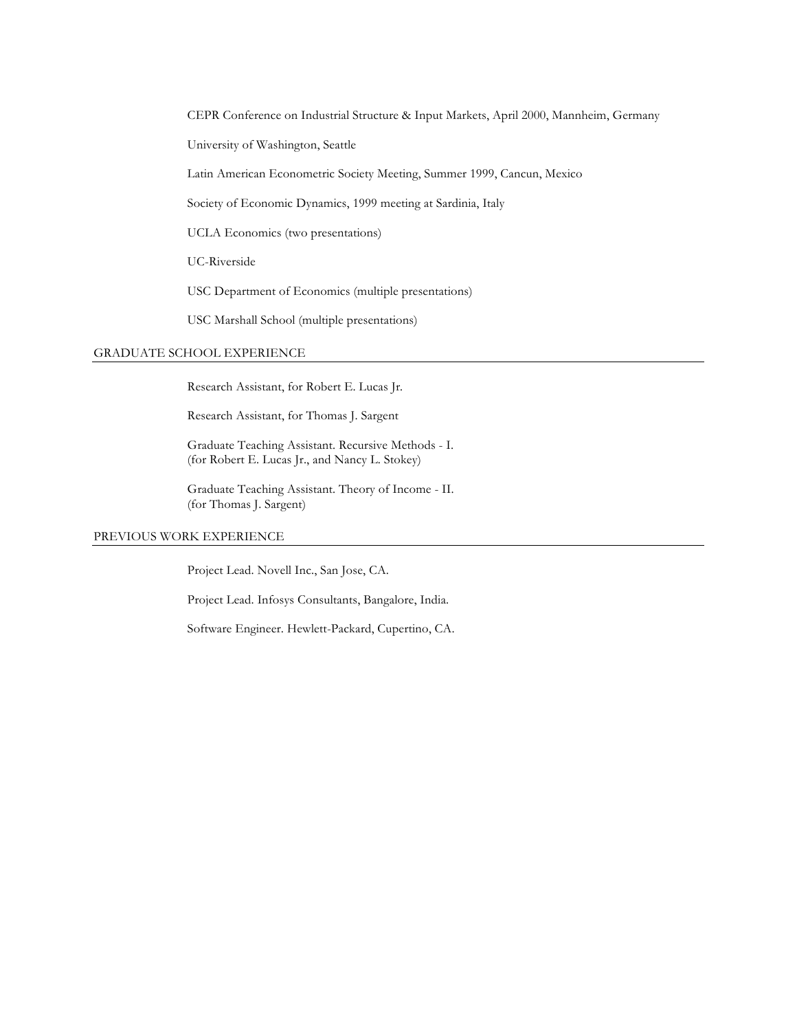CEPR Conference on Industrial Structure & Input Markets, April 2000, Mannheim, Germany

University of Washington, Seattle

Latin American Econometric Society Meeting, Summer 1999, Cancun, Mexico

Society of Economic Dynamics, 1999 meeting at Sardinia, Italy

UCLA Economics (two presentations)

UC-Riverside

USC Department of Economics (multiple presentations)

USC Marshall School (multiple presentations)

## GRADUATE SCHOOL EXPERIENCE

Research Assistant, for Robert E. Lucas Jr.

Research Assistant, for Thomas J. Sargent

Graduate Teaching Assistant. Recursive Methods - I.
(for Robert E. Lucas Jr., and Nancy L. Stokey)

Graduate Teaching Assistant. Theory of Income - II.
(for Thomas J. Sargent)

## PREVIOUS WORK EXPERIENCE

Project Lead. Novell Inc., San Jose, CA.

Project Lead. Infosys Consultants, Bangalore, India.

Software Engineer. Hewlett-Packard, Cupertino, CA.